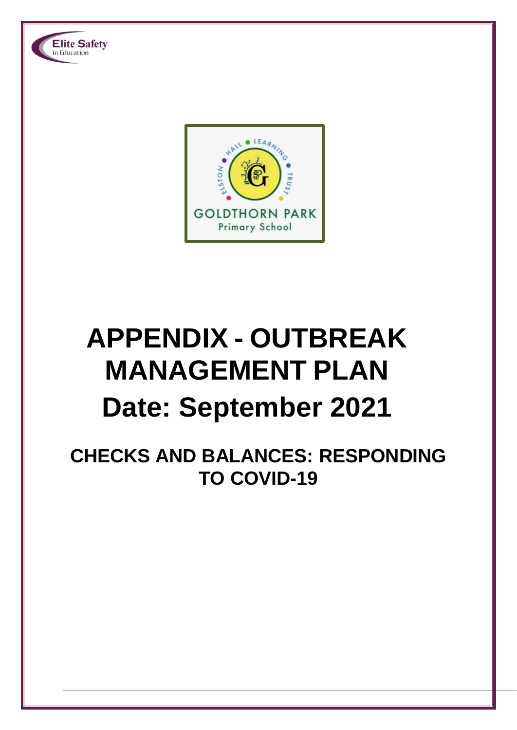# APPENDIX - OUTBREAK MANAGEMENT PLAN

# Date: September 2021

## CHECKS AND BALANCES: RESPONDING TO COVID-19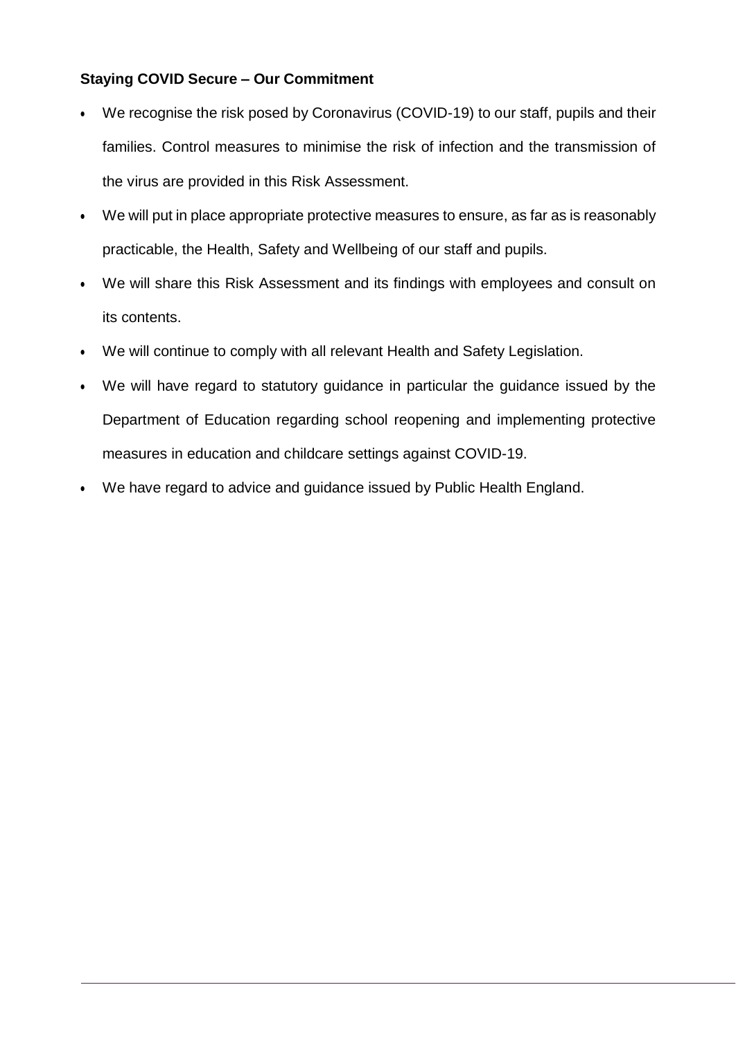**Staying COVID Secure – Our Commitment**

- We recognise the risk posed by Coronavirus (COVID-19) to our staff, pupils and their families. Control measures to minimise the risk of infection and the transmission of the virus are provided in this Risk Assessment.
- We will put in place appropriate protective measures to ensure, as far as is reasonably practicable, the Health, Safety and Wellbeing of our staff and pupils.
- We will share this Risk Assessment and its findings with employees and consult on its contents.
- We will continue to comply with all relevant Health and Safety Legislation.
- We will have regard to statutory guidance in particular the guidance issued by the Department of Education regarding school reopening and implementing protective measures in education and childcare settings against COVID-19.
- We have regard to advice and guidance issued by Public Health England.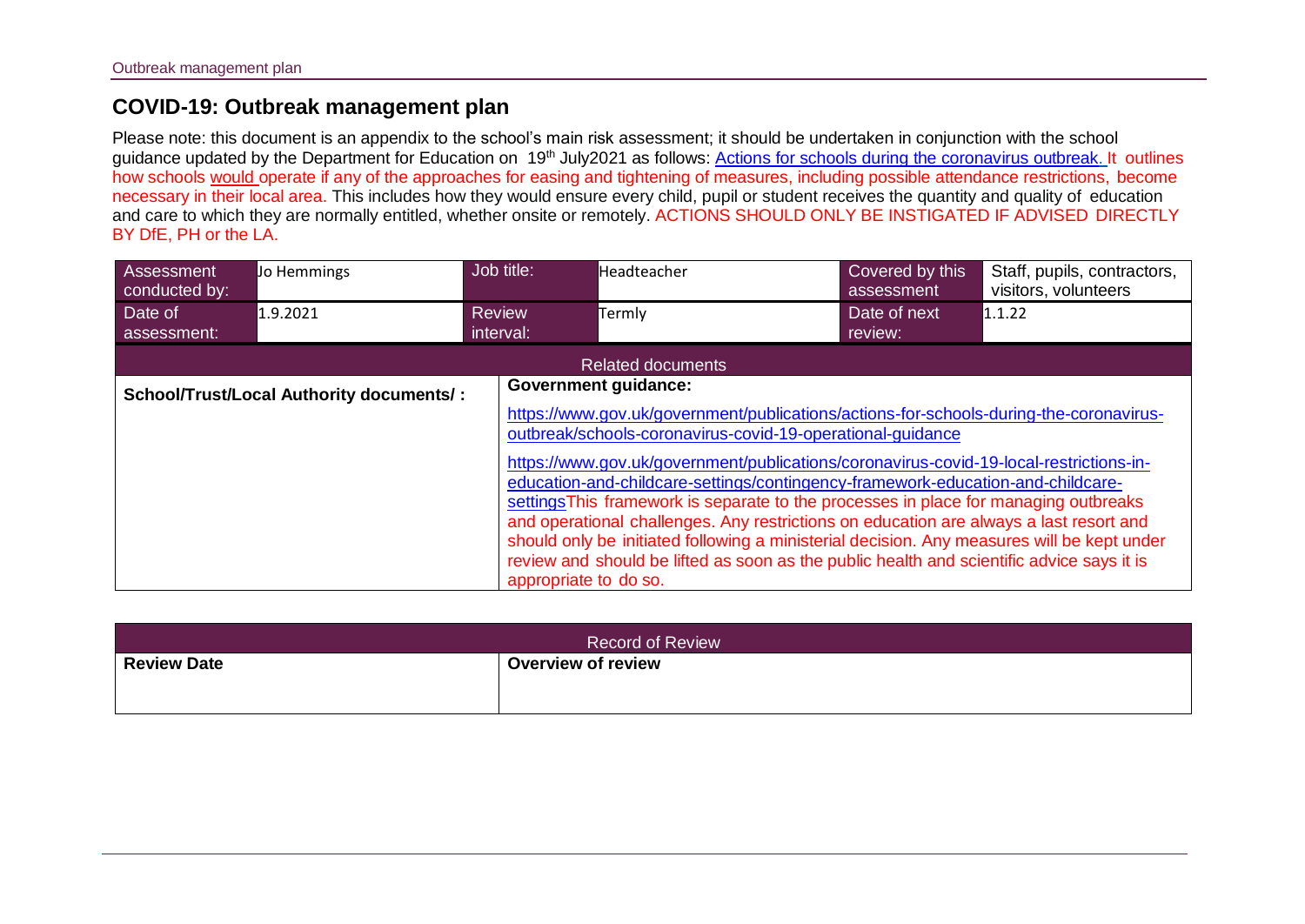## COVID-19: Outbreak management plan

Please note: this document is an appendix to the school's main risk assessment; it should be undertaken in conjunction with the school guidance updated by the Department for Education on 19th July2021 as follows: [Actions for schools during the coronavirus outbreak.](https://www.gov.uk/government/publications/actions-for-schools-during-the-coronavirus-outbreak) It outlines how schools would operate if any of the approaches for easing and tightening of measures, including possible attendance restrictions, become necessary in their local area. This includes how they would ensure every child, pupil or student receives the quantity and quality of education and care to which they are normally entitled, whether onsite or remotely. ACTIONS SHOULD ONLY BE INSTIGATED IF ADVISED DIRECTLY BY DfE, PH or the LA.

| Assessment conducted by: | Jo Hemmings | Job title: | Headteacher | Covered by this assessment | Staff, pupils, contractors, visitors, volunteers |
|---|---|---|---|---|---|
| Date of assessment: | 1.9.2021 | Review interval: | Termly | Date of next review: | 1.1.22 |

| Related documents | |
|---|---|
| **School/Trust/Local Authority documents/ :** | **Government guidance:**<br><br>https://www.gov.uk/government/publications/actions-for-schools-during-the-coronavirus-outbreak/schools-coronavirus-covid-19-operational-guidance<br><br>https://www.gov.uk/government/publications/coronavirus-covid-19-local-restrictions-in-education-and-childcare-settings/contingency-framework-education-and-childcare-settings This framework is separate to the processes in place for managing outbreaks and operational challenges. Any restrictions on education are always a last resort and should only be initiated following a ministerial decision. Any measures will be kept under review and should be lifted as soon as the public health and scientific advice says it is appropriate to do so. |

| Record of Review | |
|---|---|
| **Review Date** | **Overview of review** |
| | |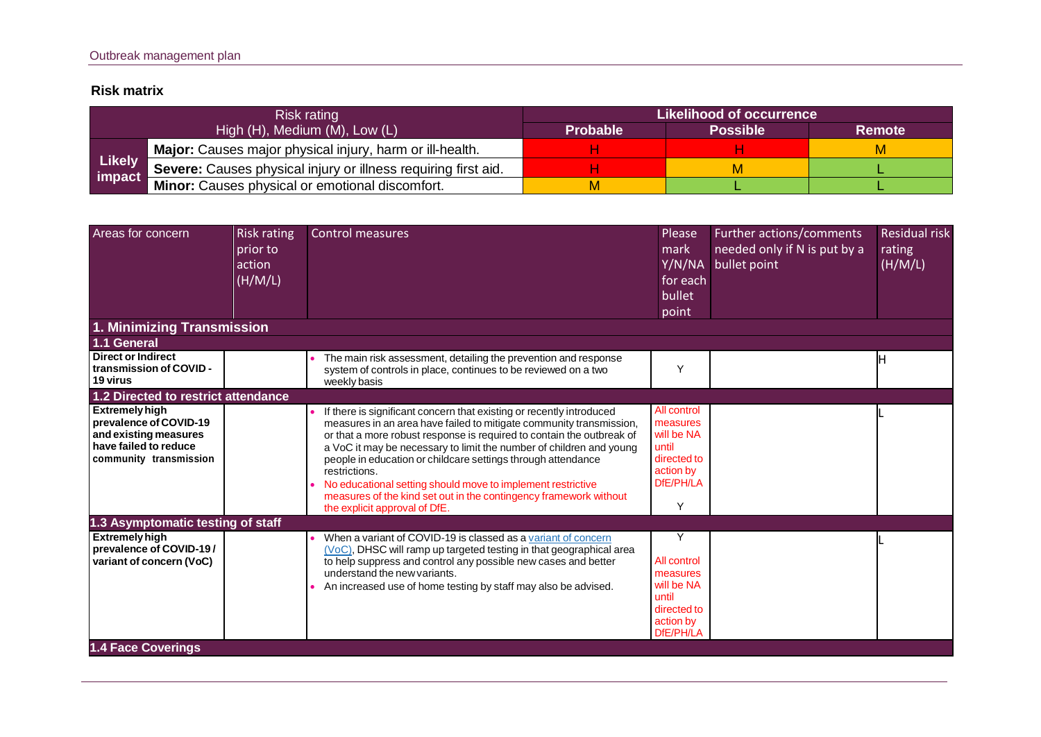## Risk matrix

| Risk rating High (H), Medium (M), Low (L) | | Likelihood of occurrence | | |
|---|---|---|---|---|
| | | **Probable** | **Possible** | **Remote** |
| **Likely impact** | **Major:** Causes major physical injury, harm or ill-health. | H | H | M |
| | **Severe:** Causes physical injury or illness requiring first aid. | H | M | L |
| | **Minor:** Causes physical or emotional discomfort. | M | L | L |

| Areas for concern | Risk rating prior to action (H/M/L) | Control measures | Please mark Y/N/NA for each bullet point | Further actions/comments needed only if N is put by a bullet point | Residual risk rating (H/M/L) |
|---|---|---|---|---|---|
| **1. Minimizing Transmission** | | | | | |
| **1.1 General** | | | | | |
| **Direct or Indirect transmission of COVID - 19 virus** | | • The main risk assessment, detailing the prevention and response system of controls in place, continues to be reviewed on a two weekly basis | Y | | H |
| **1.2 Directed to restrict attendance** | | | | | |
| **Extremely high prevalence of COVID-19 and existing measures have failed to reduce community transmission** | | • If there is significant concern that existing or recently introduced measures in an area have failed to mitigate community transmission, or that a more robust response is required to contain the outbreak of a VoC it may be necessary to limit the number of children and young people in education or childcare settings through attendance restrictions.<br>• No educational setting should move to implement restrictive measures of the kind set out in the contingency framework without the explicit approval of DfE. | All control measures will be NA until directed to action by DfE/PH/LA<br><br>Y | | L |
| **1.3 Asymptomatic testing of staff** | | | | | |
| **Extremely high prevalence of COVID-19 / variant of concern (VoC)** | | • When a variant of COVID-19 is classed as a variant of concern (VoC), DHSC will ramp up targeted testing in that geographical area to help suppress and control any possible new cases and better understand the new variants.<br>• An increased use of home testing by staff may also be advised. | Y<br><br>All control measures will be NA until directed to action by DfE/PH/LA | | L |
| **1.4 Face Coverings** | | | | | |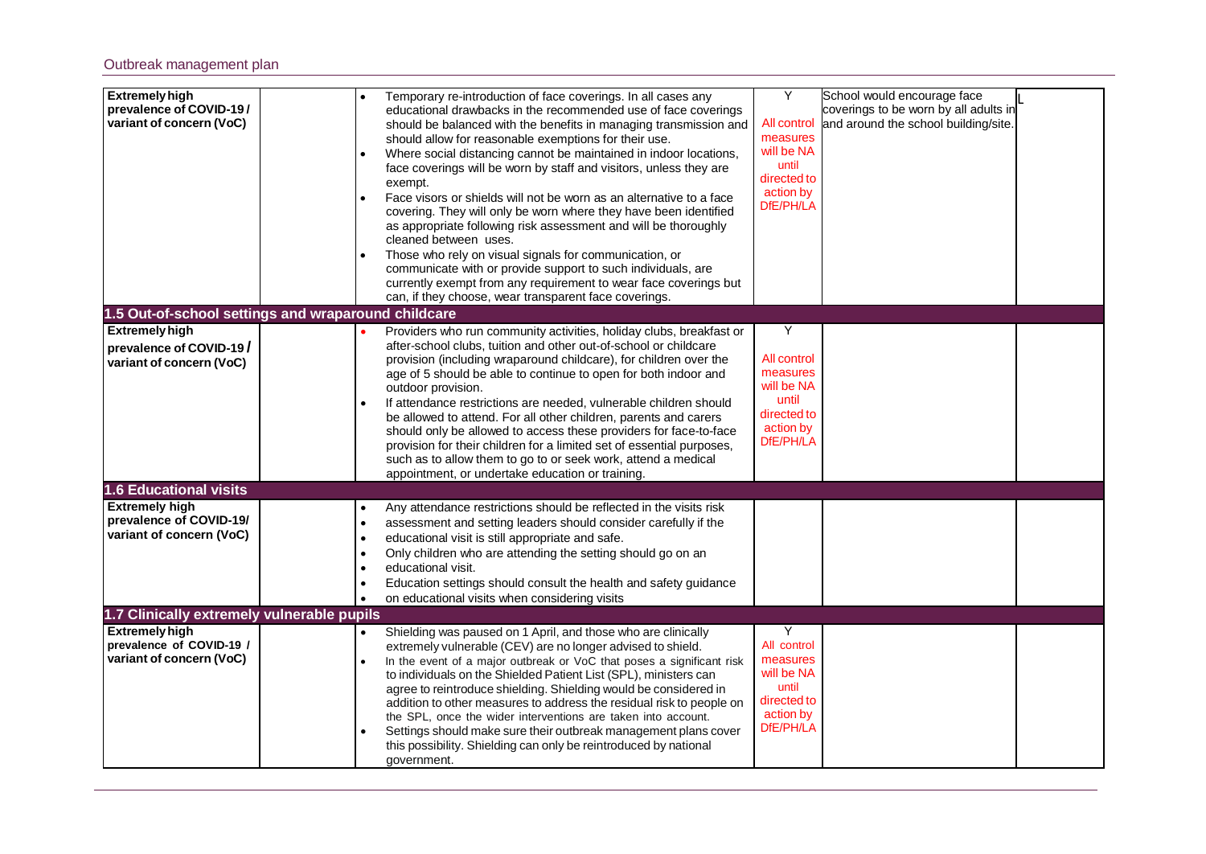| | | | | | |
|---|---|---|---|---|---|
| **Extremely high prevalence of COVID-19 / variant of concern (VoC)** | | • Temporary re-introduction of face coverings. In all cases any educational drawbacks in the recommended use of face coverings should be balanced with the benefits in managing transmission and should allow for reasonable exemptions for their use.<br>• Where social distancing cannot be maintained in indoor locations, face coverings will be worn by staff and visitors, unless they are exempt.<br>• Face visors or shields will not be worn as an alternative to a face covering. They will only be worn where they have been identified as appropriate following risk assessment and will be thoroughly cleaned between uses.<br>• Those who rely on visual signals for communication, or communicate with or provide support to such individuals, are currently exempt from any requirement to wear face coverings but can, if they choose, wear transparent face coverings. | Y<br><br>All control measures will be NA until directed to action by DfE/PH/LA | School would encourage face coverings to be worn by all adults in and around the school building/site. | L |
| **1.5 Out-of-school settings and wraparound childcare** | | | | | |
| **Extremely high prevalence of COVID-19 / variant of concern (VoC)** | | • Providers who run community activities, holiday clubs, breakfast or after-school clubs, tuition and other out-of-school or childcare provision (including wraparound childcare), for children over the age of 5 should be able to continue to open for both indoor and outdoor provision.<br>• If attendance restrictions are needed, vulnerable children should be allowed to attend. For all other children, parents and carers should only be allowed to access these providers for face-to-face provision for their children for a limited set of essential purposes, such as to allow them to go to or seek work, attend a medical appointment, or undertake education or training. | Y<br><br>All control measures will be NA until directed to action by DfE/PH/LA | | |
| **1.6 Educational visits** | | | | | |
| **Extremely high prevalence of COVID-19/ variant of concern (VoC)** | | • Any attendance restrictions should be reflected in the visits risk<br>• assessment and setting leaders should consider carefully if the<br>• educational visit is still appropriate and safe.<br>• Only children who are attending the setting should go on an<br>• educational visit.<br>• Education settings should consult the health and safety guidance<br>• on educational visits when considering visits | | | |
| **1.7 Clinically extremely vulnerable pupils** | | | | | |
| **Extremely high prevalence of COVID-19 / variant of concern (VoC)** | | • Shielding was paused on 1 April, and those who are clinically extremely vulnerable (CEV) are no longer advised to shield.<br>• In the event of a major outbreak or VoC that poses a significant risk to individuals on the Shielded Patient List (SPL), ministers can agree to reintroduce shielding. Shielding would be considered in addition to other measures to address the residual risk to people on the SPL, once the wider interventions are taken into account.<br>• Settings should make sure their outbreak management plans cover this possibility. Shielding can only be reintroduced by national government. | Y<br>All control measures will be NA until directed to action by DfE/PH/LA | | |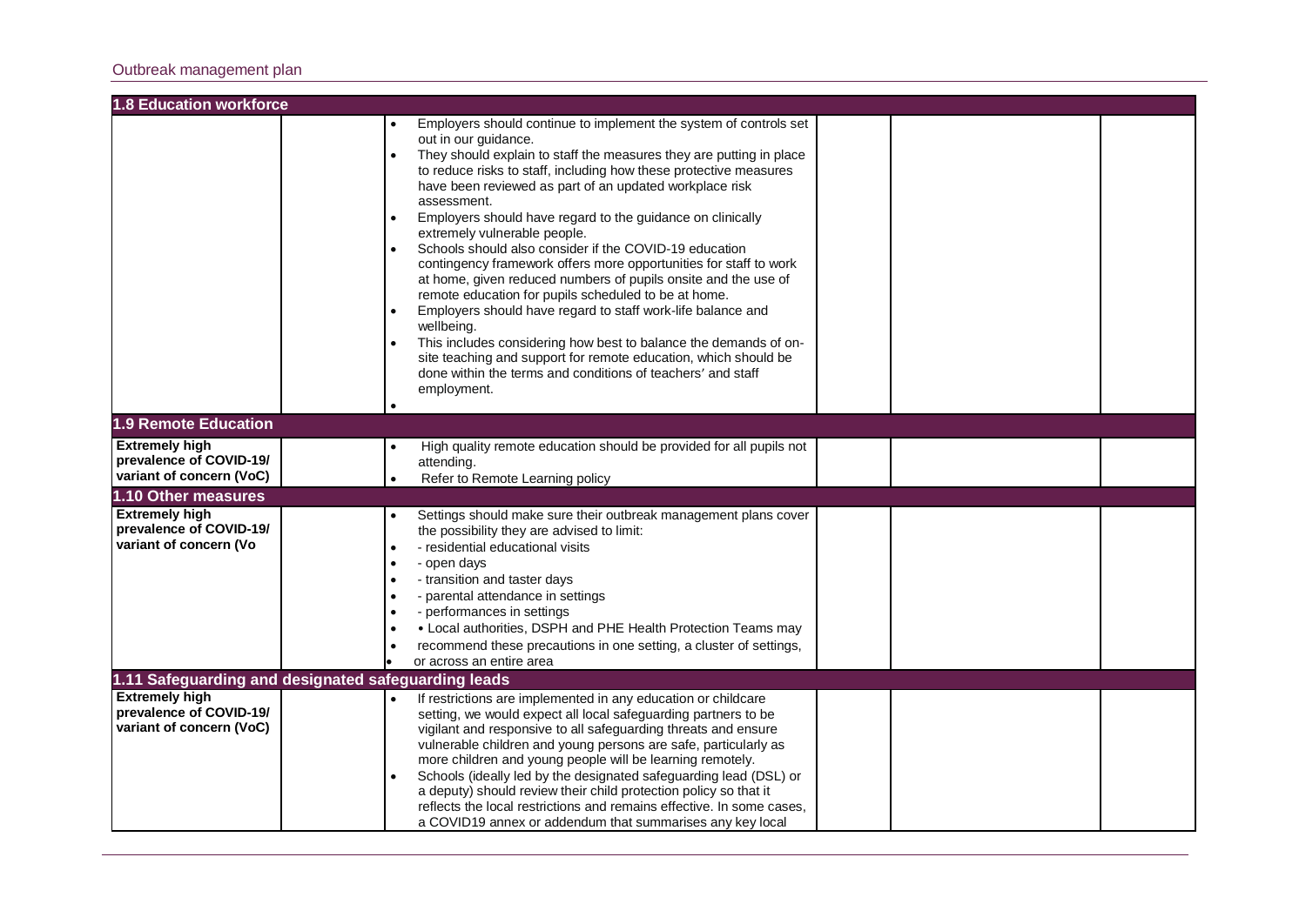| 1.8 Education workforce | | | | | |
|---|---|---|---|---|---|
| | | • Employers should continue to implement the system of controls set out in our guidance.<br>• They should explain to staff the measures they are putting in place to reduce risks to staff, including how these protective measures have been reviewed as part of an updated workplace risk assessment.<br>• Employers should have regard to the guidance on clinically extremely vulnerable people.<br>• Schools should also consider if the COVID-19 education contingency framework offers more opportunities for staff to work at home, given reduced numbers of pupils onsite and the use of remote education for pupils scheduled to be at home.<br>• Employers should have regard to staff work-life balance and wellbeing.<br>• This includes considering how best to balance the demands of on-site teaching and support for remote education, which should be done within the terms and conditions of teachers' and staff employment.<br>• | | | |
| **1.9 Remote Education** | | | | | |
| **Extremely high prevalence of COVID-19/ variant of concern (VoC)** | | • High quality remote education should be provided for all pupils not attending.<br>• Refer to Remote Learning policy | | | |
| **1.10 Other measures** | | | | | |
| **Extremely high prevalence of COVID-19/ variant of concern (Vo** | | • Settings should make sure their outbreak management plans cover the possibility they are advised to limit:<br>• - residential educational visits<br>• - open days<br>• - transition and taster days<br>• - parental attendance in settings<br>• - performances in settings<br>• • Local authorities, DSPH and PHE Health Protection Teams may<br>• recommend these precautions in one setting, a cluster of settings,<br>• or across an entire area | | | |
| **1.11 Safeguarding and designated safeguarding leads** | | | | | |
| **Extremely high prevalence of COVID-19/ variant of concern (VoC)** | | • If restrictions are implemented in any education or childcare setting, we would expect all local safeguarding partners to be vigilant and responsive to all safeguarding threats and ensure vulnerable children and young persons are safe, particularly as more children and young people will be learning remotely.<br>• Schools (ideally led by the designated safeguarding lead (DSL) or a deputy) should review their child protection policy so that it reflects the local restrictions and remains effective. In some cases, a COVID19 annex or addendum that summarises any key local | | | |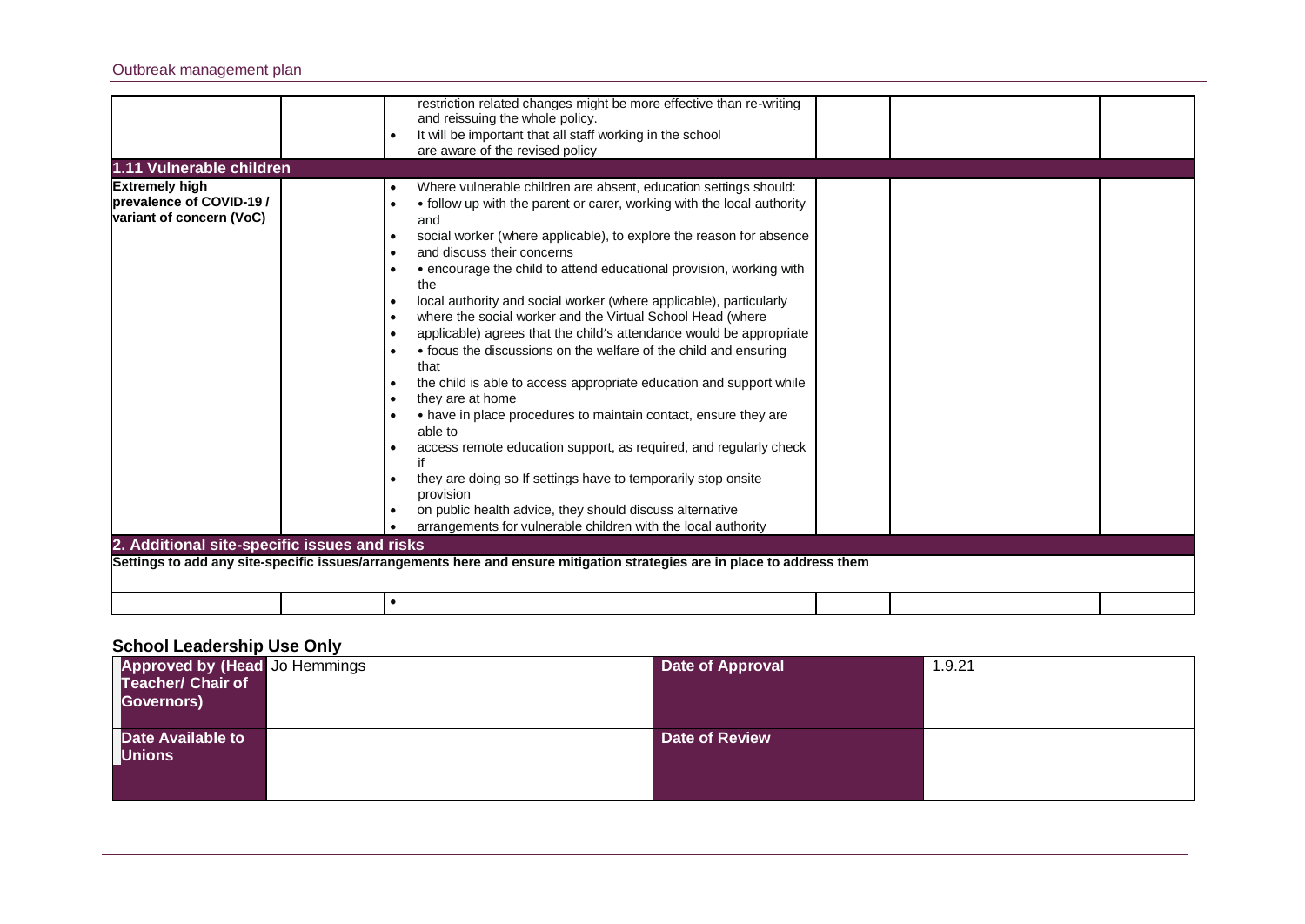| | | | | | |
|---|---|---|---|---|---|
| | | restriction related changes might be more effective than re-writing and reissuing the whole policy.<br>• It will be important that all staff working in the school are aware of the revised policy | | | |
| **1.11 Vulnerable children** | | | | | |
| **Extremely high prevalence of COVID-19 / variant of concern (VoC)** | | • Where vulnerable children are absent, education settings should:<br>• • follow up with the parent or carer, working with the local authority and<br>• social worker (where applicable), to explore the reason for absence<br>• and discuss their concerns<br>• • encourage the child to attend educational provision, working with the<br>• local authority and social worker (where applicable), particularly<br>• where the social worker and the Virtual School Head (where<br>• applicable) agrees that the child's attendance would be appropriate<br>• • focus the discussions on the welfare of the child and ensuring that<br>• the child is able to access appropriate education and support while<br>• they are at home<br>• • have in place procedures to maintain contact, ensure they are able to<br>• access remote education support, as required, and regularly check if<br>• they are doing so If settings have to temporarily stop onsite provision<br>• on public health advice, they should discuss alternative<br>• arrangements for vulnerable children with the local authority | | | |
| **2. Additional site-specific issues and risks** | | | | | |
| **Settings to add any site-specific issues/arrangements here and ensure mitigation strategies are in place to address them** | | | | | |
| | | • | | | |

## School Leadership Use Only

| | | | |
|---|---|---|---|
| **Approved by (Head Teacher/ Chair of Governors)** | Jo Hemmings | **Date of Approval** | 1.9.21 |
| **Date Available to Unions** | | **Date of Review** | |